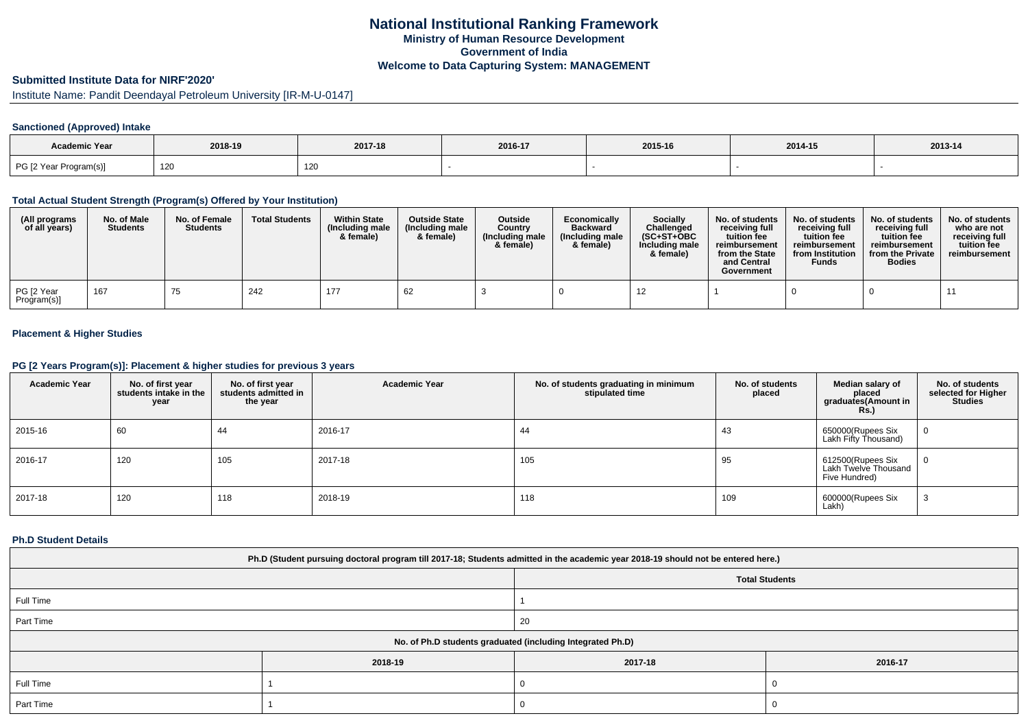# National Institutional Ranking Framework

### Ministry of Human Resource Development

### Government of India

### Welcome to Data Capturing System: MANAGEMENT

## Submitted Institute Data for NIRF'2020'

Institute Name: Pandit Deendayal Petroleum University [IR-M-U-0147]

### Sanctioned (Approved) Intake

| Academic Year | 2018-19 | 2017-18 | 2016-17 | 2015-16 | 2014-15 | 2013-14 |
|---|---|---|---|---|---|---|
| PG [2 Year Program(s)] | 120 | 120 | - | - | - | - |

### Total Actual Student Strength (Program(s) Offered by Your Institution)

| (All programs of all years) | No. of Male Students | No. of Female Students | Total Students | Within State (Including male & female) | Outside State (Including male & female) | Outside Country (Including male & female) | Economically Backward (Including male & female) | Socially Challenged (SC+ST+OBC Including male & female) | No. of students receiving full tuition fee reimbursement from the State and Central Government | No. of students receiving full tuition fee reimbursement from Institution Funds | No. of students receiving full tuition fee reimbursement from the Private Bodies | No. of students who are not receiving full tuition fee reimbursement |
|---|---|---|---|---|---|---|---|---|---|---|---|---|
| PG [2 Year Program(s)] | 167 | 75 | 242 | 177 | 62 | 3 | 0 | 12 | 1 | 0 | 0 | 11 |

### Placement & Higher Studies

### PG [2 Years Program(s)]: Placement & higher studies for previous 3 years

| Academic Year | No. of first year students intake in the year | No. of first year students admitted in the year | Academic Year | No. of students graduating in minimum stipulated time | No. of students placed | Median salary of placed graduates(Amount in Rs.) | No. of students selected for Higher Studies |
|---|---|---|---|---|---|---|---|
| 2015-16 | 60 | 44 | 2016-17 | 44 | 43 | 650000(Rupees Six Lakh Fifty Thousand) | 0 |
| 2016-17 | 120 | 105 | 2017-18 | 105 | 95 | 612500(Rupees Six Lakh Twelve Thousand Five Hundred) | 0 |
| 2017-18 | 120 | 118 | 2018-19 | 118 | 109 | 600000(Rupees Six Lakh) | 3 |

### Ph.D Student Details

| Ph.D (Student pursuing doctoral program till 2017-18; Students admitted in the academic year 2018-19 should not be entered here.) | |
|---|---|
| | Total Students |
| Full Time | 1 |
| Part Time | 20 |

| No. of Ph.D students graduated (including Integrated Ph.D) | | | |
|---|---|---|---|
| | 2018-19 | 2017-18 | 2016-17 |
| Full Time | 1 | 0 | 0 |
| Part Time | 1 | 0 | 0 |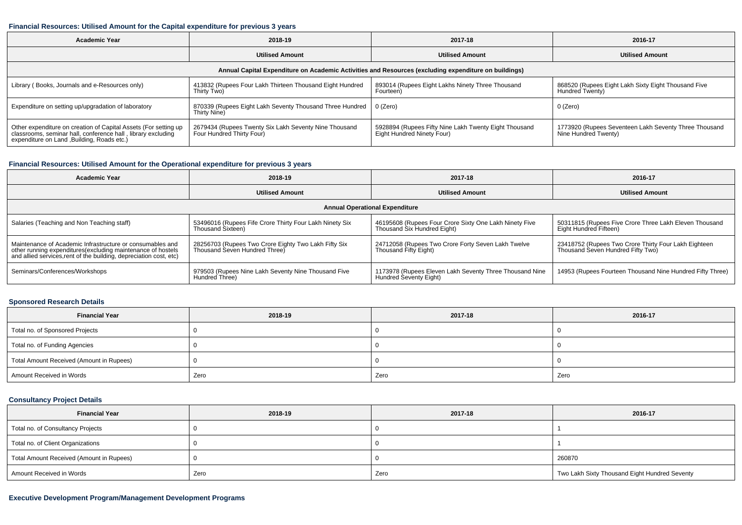### Financial Resources: Utilised Amount for the Capital expenditure for previous 3 years

| Academic Year | 2018-19 | 2017-18 | 2016-17 |
|---|---|---|---|
| | Utilised Amount | Utilised Amount | Utilised Amount |
| **Annual Capital Expenditure on Academic Activities and Resources (excluding expenditure on buildings)** | | | |
| Library ( Books, Journals and e-Resources only) | 413832 (Rupees Four Lakh Thirteen Thousand Eight Hundred Thirty Two) | 893014 (Rupees Eight Lakhs Ninety Three Thousand Fourteen) | 868520 (Rupees Eight Lakh Sixty Eight Thousand Five Hundred Twenty) |
| Expenditure on setting up/upgradation of laboratory | 870339 (Rupees Eight Lakh Seventy Thousand Three Hundred Thirty Nine) | 0 (Zero) | 0 (Zero) |
| Other expenditure on creation of Capital Assets (For setting up classrooms, seminar hall, conference hall , library excluding expenditure on Land ,Building, Roads etc.) | 2679434 (Rupees Twenty Six Lakh Seventy Nine Thousand Four Hundred Thirty Four) | 5928894 (Rupees Fifty Nine Lakh Twenty Eight Thousand Eight Hundred Ninety Four) | 1773920 (Rupees Seventeen Lakh Seventy Three Thousand Nine Hundred Twenty) |

### Financial Resources: Utilised Amount for the Operational expenditure for previous 3 years

| Academic Year | 2018-19 | 2017-18 | 2016-17 |
|---|---|---|---|
| | Utilised Amount | Utilised Amount | Utilised Amount |
| **Annual Operational Expenditure** | | | |
| Salaries (Teaching and Non Teaching staff) | 53496016 (Rupees Fife Crore Thirty Four Lakh Ninety Six Thousand Sixteen) | 46195608 (Rupees Four Crore Sixty One Lakh Ninety Five Thousand Six Hundred Eight) | 50311815 (Rupees Five Crore Three Lakh Eleven Thousand Eight Hundred Fifteen) |
| Maintenance of Academic Infrastructure or consumables and other running expenditures(excluding maintenance of hostels and allied services,rent of the building, depreciation cost, etc) | 28256703 (Rupees Two Crore Eighty Two Lakh Fifty Six Thousand Seven Hundred Three) | 24712058 (Rupees Two Crore Forty Seven Lakh Twelve Thousand Fifty Eight) | 23418752 (Rupees Two Crore Thirty Four Lakh Eighteen Thousand Seven Hundred Fifty Two) |
| Seminars/Conferences/Workshops | 979503 (Rupees Nine Lakh Seventy Nine Thousand Five Hundred Three) | 1173978 (Rupees Eleven Lakh Seventy Three Thousand Nine Hundred Seventy Eight) | 14953 (Rupees Fourteen Thousand Nine Hundred Fifty Three) |

### Sponsored Research Details

| Financial Year | 2018-19 | 2017-18 | 2016-17 |
|---|---|---|---|
| Total no. of Sponsored Projects | 0 | 0 | 0 |
| Total no. of Funding Agencies | 0 | 0 | 0 |
| Total Amount Received (Amount in Rupees) | 0 | 0 | 0 |
| Amount Received in Words | Zero | Zero | Zero |

### Consultancy Project Details

| Financial Year | 2018-19 | 2017-18 | 2016-17 |
|---|---|---|---|
| Total no. of Consultancy Projects | 0 | 0 | 1 |
| Total no. of Client Organizations | 0 | 0 | 1 |
| Total Amount Received (Amount in Rupees) | 0 | 0 | 260870 |
| Amount Received in Words | Zero | Zero | Two Lakh Sixty Thousand Eight Hundred Seventy |

### Executive Development Program/Management Development Programs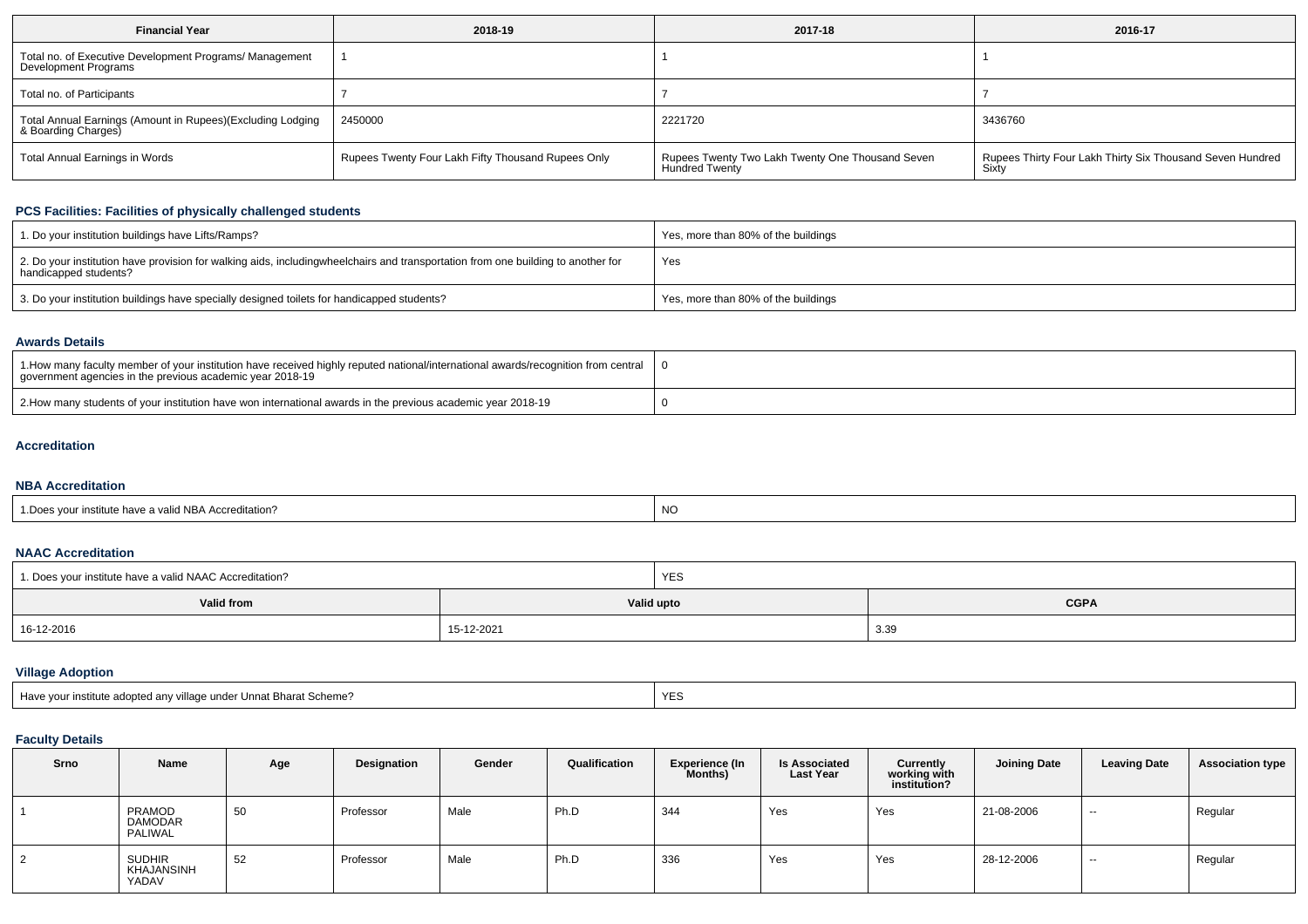| Financial Year | 2018-19 | 2017-18 | 2016-17 |
|---|---|---|---|
| Total no. of Executive Development Programs/ Management Development Programs | 1 | 1 | 1 |
| Total no. of Participants | 7 | 7 | 7 |
| Total Annual Earnings (Amount in Rupees)(Excluding Lodging & Boarding Charges) | 2450000 | 2221720 | 3436760 |
| Total Annual Earnings in Words | Rupees Twenty Four Lakh Fifty Thousand Rupees Only | Rupees Twenty Two Lakh Twenty One Thousand Seven Hundred Twenty | Rupees Thirty Four Lakh Thirty Six Thousand Seven Hundred Sixty |

### PCS Facilities: Facilities of physically challenged students

| | |
|---|---|
| 1. Do your institution buildings have Lifts/Ramps? | Yes, more than 80% of the buildings |
| 2. Do your institution have provision for walking aids, includingwheelchairs and transportation from one building to another for handicapped students? | Yes |
| 3. Do your institution buildings have specially designed toilets for handicapped students? | Yes, more than 80% of the buildings |

### Awards Details

| | |
|---|---|
| 1.How many faculty member of your institution have received highly reputed national/international awards/recognition from central government agencies in the previous academic year 2018-19 | 0 |
| 2.How many students of your institution have won international awards in the previous academic year 2018-19 | 0 |

### Accreditation

### NBA Accreditation

| | |
|---|---|
| 1.Does your institute have a valid NBA Accreditation? | NO |

### NAAC Accreditation

| 1. Does your institute have a valid NAAC Accreditation? | YES | |
|---|---|---|
| **Valid from** | **Valid upto** | **CGPA** |
| 16-12-2016 | 15-12-2021 | 3.39 |

### Village Adoption

| | |
|---|---|
| Have your institute adopted any village under Unnat Bharat Scheme? | YES |

### Faculty Details

| Srno | Name | Age | Designation | Gender | Qualification | Experience (In Months) | Is Associated Last Year | Currently working with institution? | Joining Date | Leaving Date | Association type |
|---|---|---|---|---|---|---|---|---|---|---|---|
| 1 | PRAMOD DAMODAR PALIWAL | 50 | Professor | Male | Ph.D | 344 | Yes | Yes | 21-08-2006 | -- | Regular |
| 2 | SUDHIR KHAJANSINH YADAV | 52 | Professor | Male | Ph.D | 336 | Yes | Yes | 28-12-2006 | -- | Regular |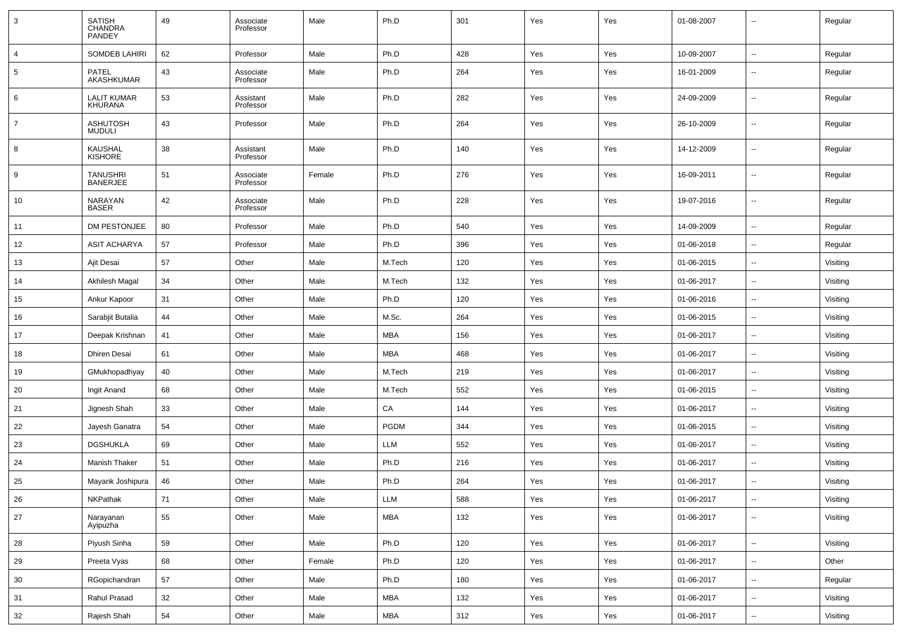| | | | | | | | | | | | |
|---|---|---|---|---|---|---|---|---|---|---|---|
| 3 | SATISH CHANDRA PANDEY | 49 | Associate Professor | Male | Ph.D | 301 | Yes | Yes | 01-08-2007 | -- | Regular |
| 4 | SOMDEB LAHIRI | 62 | Professor | Male | Ph.D | 428 | Yes | Yes | 10-09-2007 | -- | Regular |
| 5 | PATEL AKASHKUMAR | 43 | Associate Professor | Male | Ph.D | 264 | Yes | Yes | 16-01-2009 | -- | Regular |
| 6 | LALIT KUMAR KHURANA | 53 | Assistant Professor | Male | Ph.D | 282 | Yes | Yes | 24-09-2009 | -- | Regular |
| 7 | ASHUTOSH MUDULI | 43 | Professor | Male | Ph.D | 264 | Yes | Yes | 26-10-2009 | -- | Regular |
| 8 | KAUSHAL KISHORE | 38 | Assistant Professor | Male | Ph.D | 140 | Yes | Yes | 14-12-2009 | -- | Regular |
| 9 | TANUSHRI BANERJEE | 51 | Associate Professor | Female | Ph.D | 276 | Yes | Yes | 16-09-2011 | -- | Regular |
| 10 | NARAYAN BASER | 42 | Associate Professor | Male | Ph.D | 228 | Yes | Yes | 19-07-2016 | -- | Regular |
| 11 | DM PESTONJEE | 80 | Professor | Male | Ph.D | 540 | Yes | Yes | 14-09-2009 | -- | Regular |
| 12 | ASIT ACHARYA | 57 | Professor | Male | Ph.D | 396 | Yes | Yes | 01-06-2018 | -- | Regular |
| 13 | Ajit Desai | 57 | Other | Male | M.Tech | 120 | Yes | Yes | 01-06-2015 | -- | Visiting |
| 14 | Akhilesh Magal | 34 | Other | Male | M.Tech | 132 | Yes | Yes | 01-06-2017 | -- | Visiting |
| 15 | Ankur Kapoor | 31 | Other | Male | Ph.D | 120 | Yes | Yes | 01-06-2016 | -- | Visiting |
| 16 | Sarabjit Butalia | 44 | Other | Male | M.Sc. | 264 | Yes | Yes | 01-06-2015 | -- | Visiting |
| 17 | Deepak Krishnan | 41 | Other | Male | MBA | 156 | Yes | Yes | 01-06-2017 | -- | Visiting |
| 18 | Dhiren Desai | 61 | Other | Male | MBA | 468 | Yes | Yes | 01-06-2017 | -- | Visiting |
| 19 | GMukhopadhyay | 40 | Other | Male | M.Tech | 219 | Yes | Yes | 01-06-2017 | -- | Visiting |
| 20 | Ingit Anand | 68 | Other | Male | M.Tech | 552 | Yes | Yes | 01-06-2015 | -- | Visiting |
| 21 | Jignesh Shah | 33 | Other | Male | CA | 144 | Yes | Yes | 01-06-2017 | -- | Visiting |
| 22 | Jayesh Ganatra | 54 | Other | Male | PGDM | 344 | Yes | Yes | 01-06-2015 | -- | Visiting |
| 23 | DGSHUKLA | 69 | Other | Male | LLM | 552 | Yes | Yes | 01-06-2017 | -- | Visiting |
| 24 | Manish Thaker | 51 | Other | Male | Ph.D | 216 | Yes | Yes | 01-06-2017 | -- | Visiting |
| 25 | Mayank Joshipura | 46 | Other | Male | Ph.D | 264 | Yes | Yes | 01-06-2017 | -- | Visiting |
| 26 | NKPathak | 71 | Other | Male | LLM | 588 | Yes | Yes | 01-06-2017 | -- | Visiting |
| 27 | Narayanan Ayipuzha | 55 | Other | Male | MBA | 132 | Yes | Yes | 01-06-2017 | -- | Visiting |
| 28 | Piyush Sinha | 59 | Other | Male | Ph.D | 120 | Yes | Yes | 01-06-2017 | -- | Visiting |
| 29 | Preeta Vyas | 68 | Other | Female | Ph.D | 120 | Yes | Yes | 01-06-2017 | -- | Other |
| 30 | RGopichandran | 57 | Other | Male | Ph.D | 180 | Yes | Yes | 01-06-2017 | -- | Regular |
| 31 | Rahul Prasad | 32 | Other | Male | MBA | 132 | Yes | Yes | 01-06-2017 | -- | Visiting |
| 32 | Rajesh Shah | 54 | Other | Male | MBA | 312 | Yes | Yes | 01-06-2017 | -- | Visiting |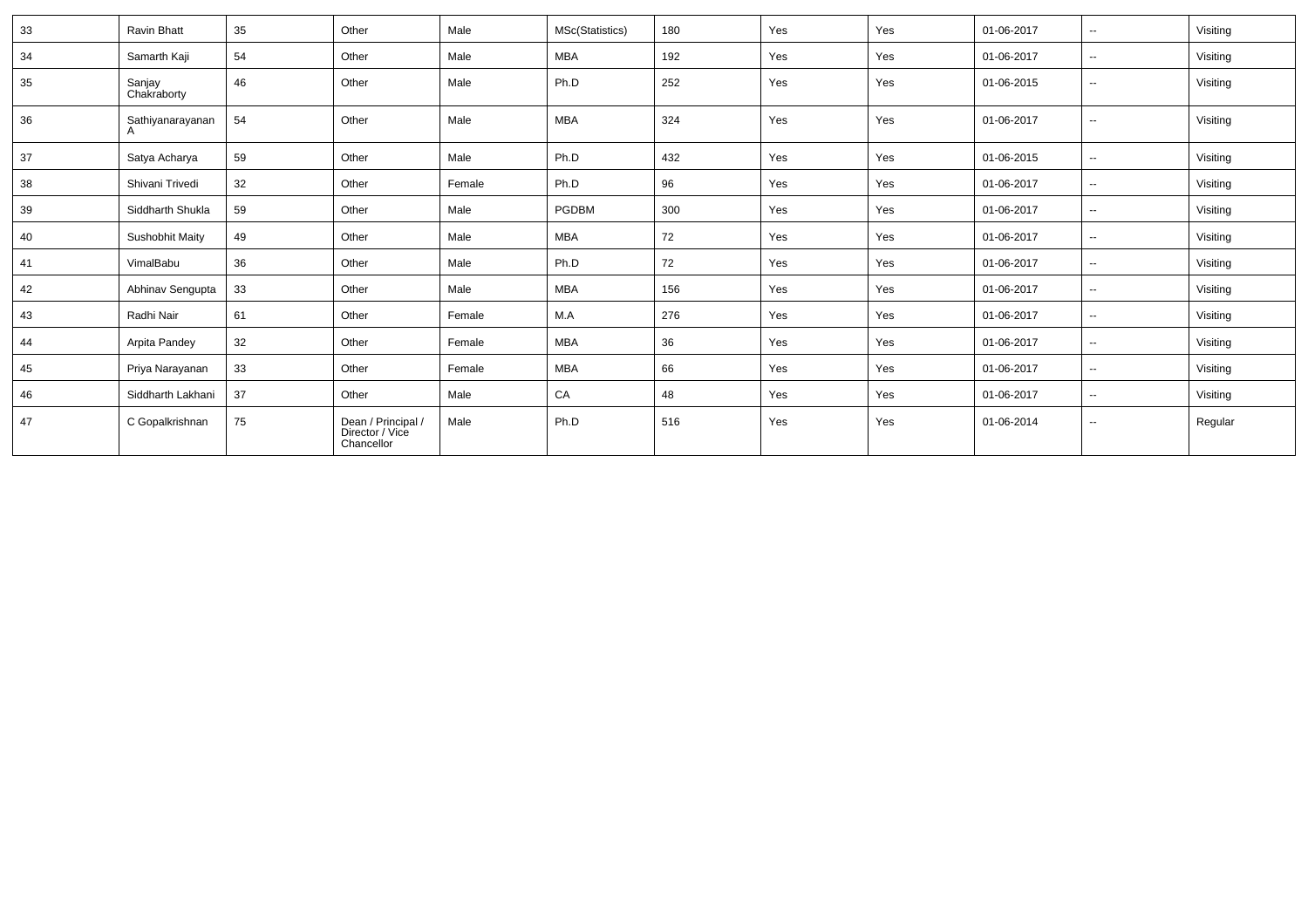| | | | | | | | | | | | |
|---|---|---|---|---|---|---|---|---|---|---|---|
| 33 | Ravin Bhatt | 35 | Other | Male | MSc(Statistics) | 180 | Yes | Yes | 01-06-2017 | -- | Visiting |
| 34 | Samarth Kaji | 54 | Other | Male | MBA | 192 | Yes | Yes | 01-06-2017 | -- | Visiting |
| 35 | Sanjay Chakraborty | 46 | Other | Male | Ph.D | 252 | Yes | Yes | 01-06-2015 | -- | Visiting |
| 36 | Sathiyanarayanan A | 54 | Other | Male | MBA | 324 | Yes | Yes | 01-06-2017 | -- | Visiting |
| 37 | Satya Acharya | 59 | Other | Male | Ph.D | 432 | Yes | Yes | 01-06-2015 | -- | Visiting |
| 38 | Shivani Trivedi | 32 | Other | Female | Ph.D | 96 | Yes | Yes | 01-06-2017 | -- | Visiting |
| 39 | Siddharth Shukla | 59 | Other | Male | PGDBM | 300 | Yes | Yes | 01-06-2017 | -- | Visiting |
| 40 | Sushobhit Maity | 49 | Other | Male | MBA | 72 | Yes | Yes | 01-06-2017 | -- | Visiting |
| 41 | VimalBabu | 36 | Other | Male | Ph.D | 72 | Yes | Yes | 01-06-2017 | -- | Visiting |
| 42 | Abhinav Sengupta | 33 | Other | Male | MBA | 156 | Yes | Yes | 01-06-2017 | -- | Visiting |
| 43 | Radhi Nair | 61 | Other | Female | M.A | 276 | Yes | Yes | 01-06-2017 | -- | Visiting |
| 44 | Arpita Pandey | 32 | Other | Female | MBA | 36 | Yes | Yes | 01-06-2017 | -- | Visiting |
| 45 | Priya Narayanan | 33 | Other | Female | MBA | 66 | Yes | Yes | 01-06-2017 | -- | Visiting |
| 46 | Siddharth Lakhani | 37 | Other | Male | CA | 48 | Yes | Yes | 01-06-2017 | -- | Visiting |
| 47 | C Gopalkrishnan | 75 | Dean / Principal / Director / Vice Chancellor | Male | Ph.D | 516 | Yes | Yes | 01-06-2014 | -- | Regular |